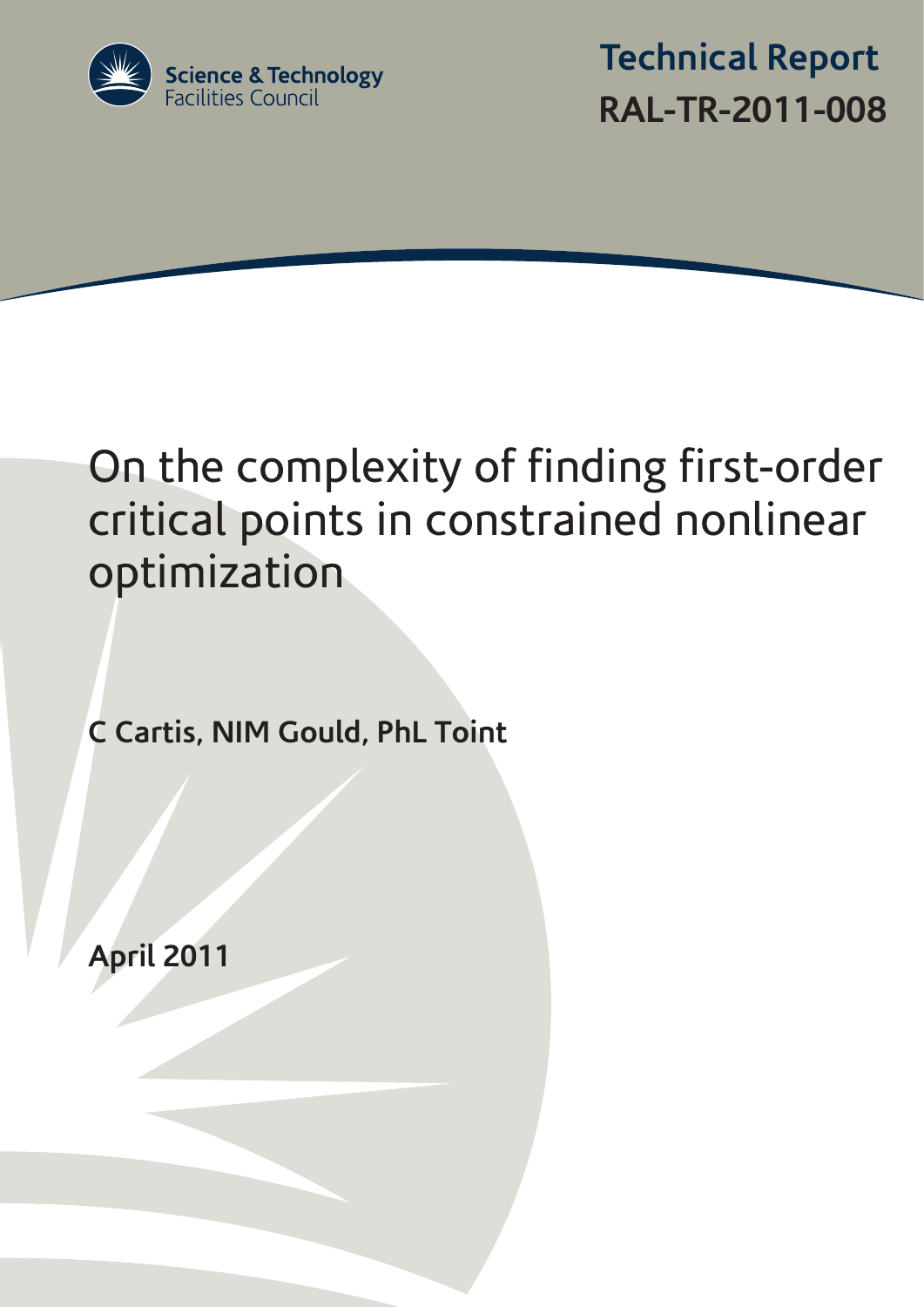Science & Technology Facilities Council

Technical Report
RAL-TR-2011-008

# On the complexity of finding first-order critical points in constrained nonlinear optimization

**C Cartis, NIM Gould, PhL Toint**

**April 2011**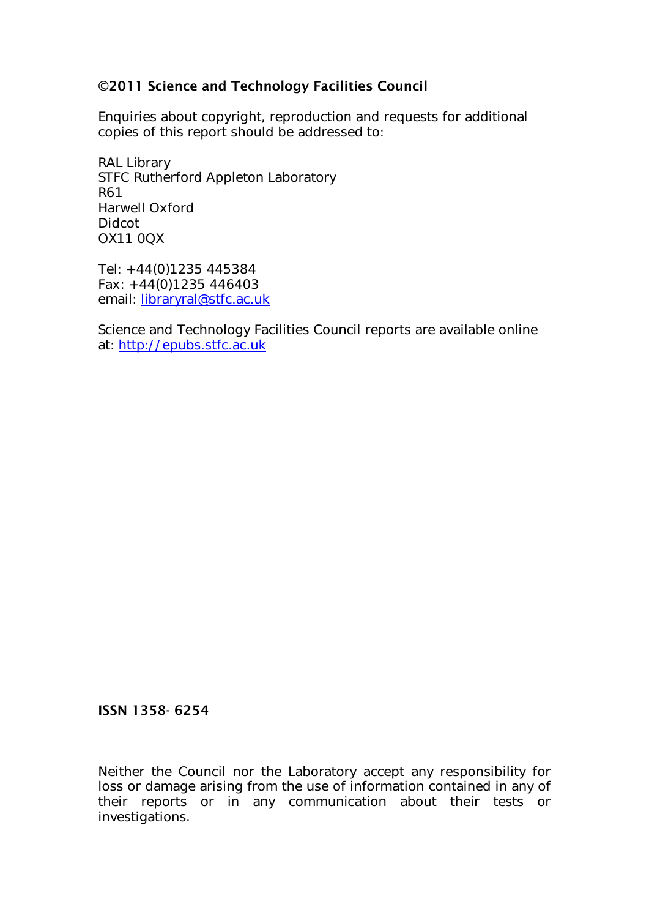**©2011 Science and Technology Facilities Council**

Enquiries about copyright, reproduction and requests for additional copies of this report should be addressed to:

RAL Library  
STFC Rutherford Appleton Laboratory  
R61  
Harwell Oxford  
Didcot  
OX11 0QX

Tel: +44(0)1235 445384  
Fax: +44(0)1235 446403  
email: [libraryral@stfc.ac.uk](mailto:libraryral@stfc.ac.uk)

Science and Technology Facilities Council reports are available online at: [http://epubs.stfc.ac.uk](http://epubs.stfc.ac.uk)

**ISSN 1358- 6254**

Neither the Council nor the Laboratory accept any responsibility for loss or damage arising from the use of information contained in any of their reports or in any communication about their tests or investigations.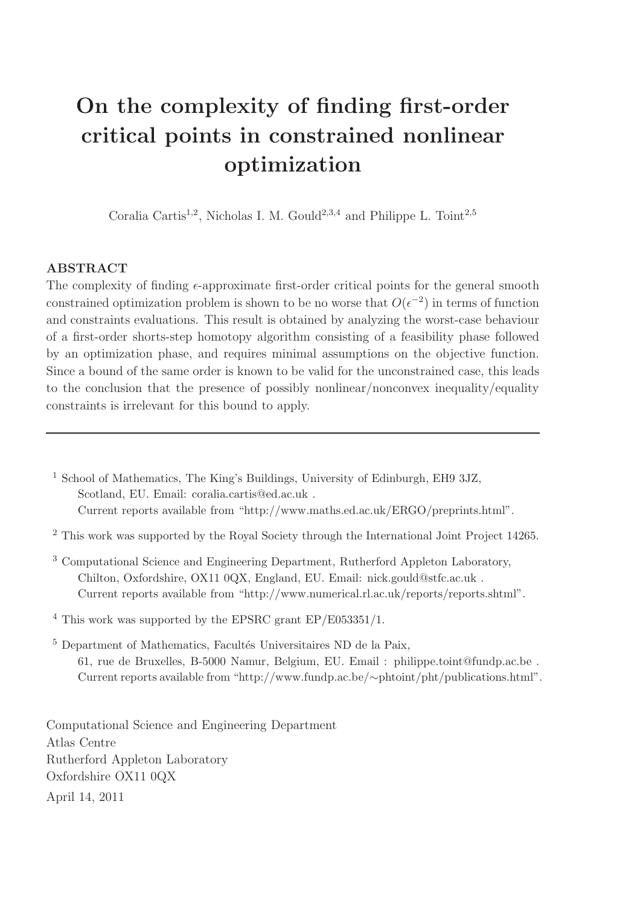# On the complexity of finding first-order critical points in constrained nonlinear optimization

Coralia Cartis[1,2], Nicholas I. M. Gould[2,3,4] and Philippe L. Toint[2,5]

### ABSTRACT

The complexity of finding $\epsilon$-approximate first-order critical points for the general smooth constrained optimization problem is shown to be no worse that $O(\epsilon^{-2})$ in terms of function and constraints evaluations. This result is obtained by analyzing the worst-case behaviour of a first-order shorts-step homotopy algorithm consisting of a feasibility phase followed by an optimization phase, and requires minimal assumptions on the objective function. Since a bound of the same order is known to be valid for the unconstrained case, this leads to the conclusion that the presence of possibly nonlinear/nonconvex inequality/equality constraints is irrelevant for this bound to apply.

---

[1] School of Mathematics, The King's Buildings, University of Edinburgh, EH9 3JZ, Scotland, EU. Email: coralia.cartis@ed.ac.uk .
Current reports available from "http://www.maths.ed.ac.uk/ERGO/preprints.html".

[2] This work was supported by the Royal Society through the International Joint Project 14265.

[3] Computational Science and Engineering Department, Rutherford Appleton Laboratory, Chilton, Oxfordshire, OX11 0QX, England, EU. Email: nick.gould@stfc.ac.uk .
Current reports available from "http://www.numerical.rl.ac.uk/reports/reports.shtml".

[4] This work was supported by the EPSRC grant EP/E053351/1.

[5] Department of Mathematics, Facultés Universitaires ND de la Paix, 61, rue de Bruxelles, B-5000 Namur, Belgium, EU. Email : philippe.toint@fundp.ac.be .
Current reports available from "http://www.fundp.ac.be/∼phtoint/pht/publications.html".

Computational Science and Engineering Department
Atlas Centre
Rutherford Appleton Laboratory
Oxfordshire OX11 0QX

April 14, 2011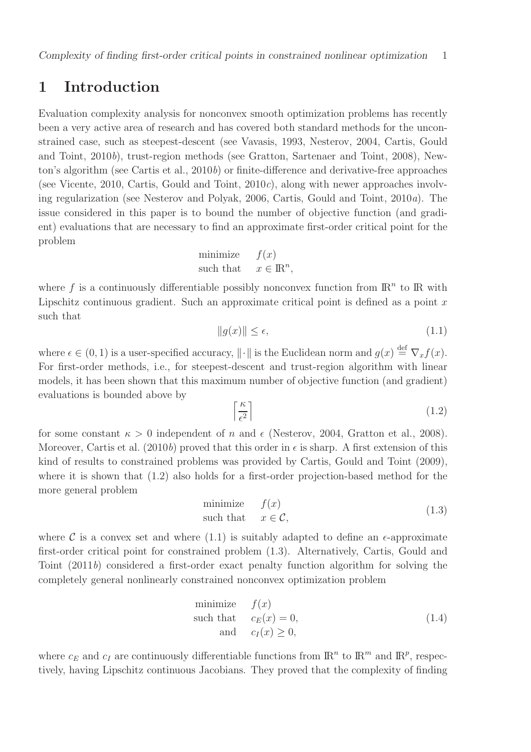# 1 Introduction

Evaluation complexity analysis for nonconvex smooth optimization problems has recently been a very active area of research and has covered both standard methods for the unconstrained case, such as steepest-descent (see Vavasis, 1993, Nesterov, 2004, Cartis, Gould and Toint, 2010*b*), trust-region methods (see Gratton, Sartenaer and Toint, 2008), Newton's algorithm (see Cartis et al., 2010*b*) or finite-difference and derivative-free approaches (see Vicente, 2010, Cartis, Gould and Toint, 2010*c*), along with newer approaches involving regularization (see Nesterov and Polyak, 2006, Cartis, Gould and Toint, 2010*a*). The issue considered in this paper is to bound the number of objective function (and gradient) evaluations that are necessary to find an approximate first-order critical point for the problem

$$\begin{array}{ll} \text{minimize} & f(x) \\ \text{such that} & x \in \mathbb{R}^n, \end{array}$$

where $f$ is a continuously differentiable possibly nonconvex function from $\mathbb{R}^n$ to $\mathbb{R}$ with Lipschitz continuous gradient. Such an approximate critical point is defined as a point $x$ such that

$$\|g(x)\| \leq \epsilon, \tag{1.1}$$

where $\epsilon \in (0,1)$ is a user-specified accuracy, $\|\cdot\|$ is the Euclidean norm and $g(x) \stackrel{\rm def}{=} \nabla_x f(x)$. For first-order methods, i.e., for steepest-descent and trust-region algorithm with linear models, it has been shown that this maximum number of objective function (and gradient) evaluations is bounded above by

$$\left\lceil \frac{\kappa}{\epsilon^2} \right\rceil \tag{1.2}$$

for some constant $\kappa > 0$ independent of $n$ and $\epsilon$ (Nesterov, 2004, Gratton et al., 2008). Moreover, Cartis et al. (2010*b*) proved that this order in $\epsilon$ is sharp. A first extension of this kind of results to constrained problems was provided by Cartis, Gould and Toint (2009), where it is shown that (1.2) also holds for a first-order projection-based method for the more general problem

$$\begin{array}{ll} \text{minimize} & f(x) \\ \text{such that} & x \in \mathcal{C}, \end{array} \tag{1.3}$$

where $\mathcal{C}$ is a convex set and where (1.1) is suitably adapted to define an $\epsilon$-approximate first-order critical point for constrained problem (1.3). Alternatively, Cartis, Gould and Toint (2011*b*) considered a first-order exact penalty function algorithm for solving the completely general nonlinearly constrained nonconvex optimization problem

$$\begin{array}{ll} \text{minimize} & f(x) \\ \text{such that} & c_E(x) = 0, \\ \text{and} & c_I(x) \geq 0, \end{array} \tag{1.4}$$

where $c_E$ and $c_I$ are continuously differentiable functions from $\mathbb{R}^n$ to $\mathbb{R}^m$ and $\mathbb{R}^p$, respectively, having Lipschitz continuous Jacobians. They proved that the complexity of finding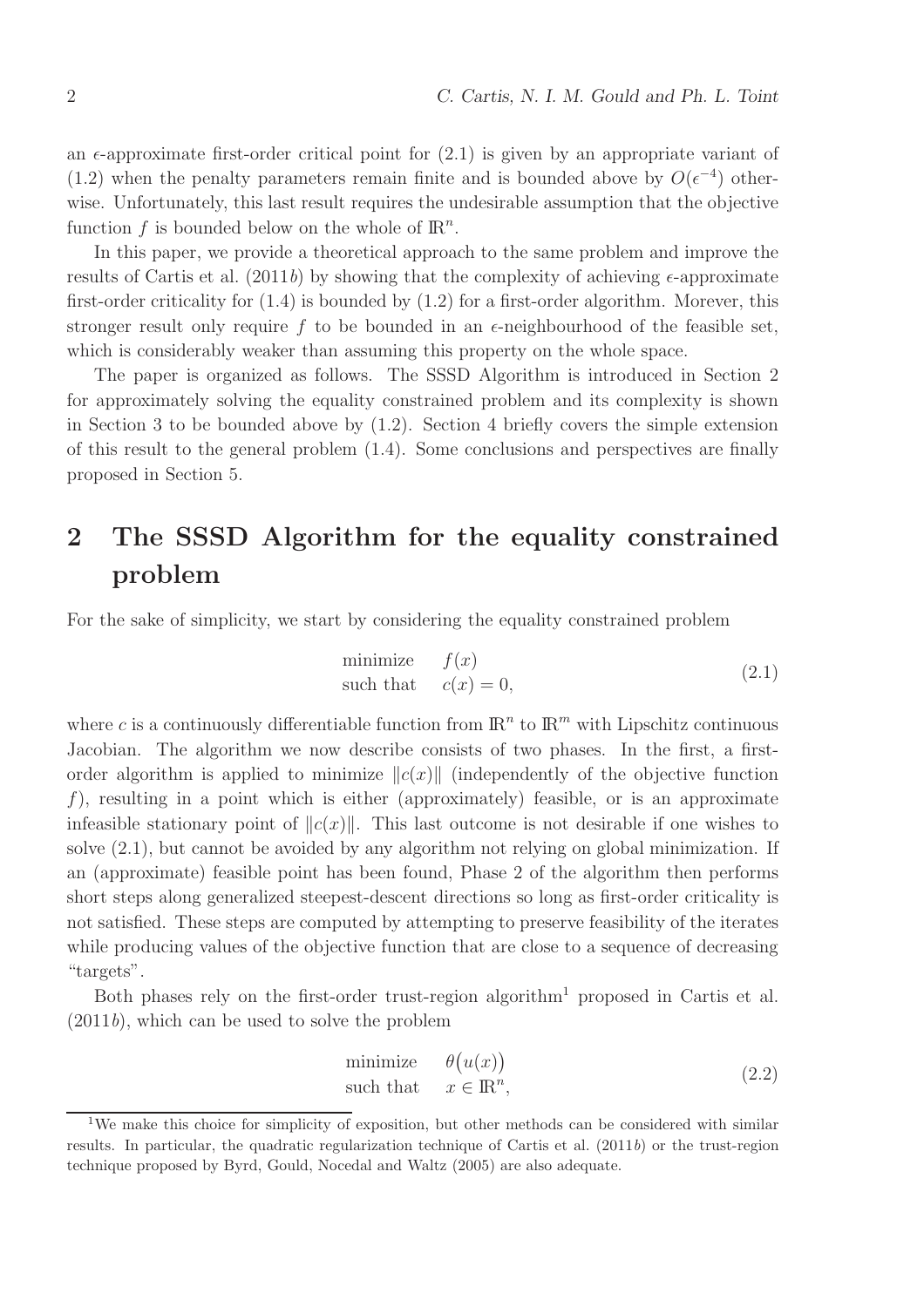an $\epsilon$-approximate first-order critical point for (2.1) is given by an appropriate variant of (1.2) when the penalty parameters remain finite and is bounded above by $O(\epsilon^{-4})$ otherwise. Unfortunately, this last result requires the undesirable assumption that the objective function $f$ is bounded below on the whole of $\mathbb{R}^n$.

In this paper, we provide a theoretical approach to the same problem and improve the results of Cartis et al. (2011*b*) by showing that the complexity of achieving $\epsilon$-approximate first-order criticality for (1.4) is bounded by (1.2) for a first-order algorithm. Morever, this stronger result only require $f$ to be bounded in an $\epsilon$-neighbourhood of the feasible set, which is considerably weaker than assuming this property on the whole space.

The paper is organized as follows. The SSSD Algorithm is introduced in Section 2 for approximately solving the equality constrained problem and its complexity is shown in Section 3 to be bounded above by (1.2). Section 4 briefly covers the simple extension of this result to the general problem (1.4). Some conclusions and perspectives are finally proposed in Section 5.

## 2 The SSSD Algorithm for the equality constrained problem

For the sake of simplicity, we start by considering the equality constrained problem

$$
\begin{array}{ll}
\text{minimize} & f(x) \\
\text{such that} & c(x) = 0,
\end{array}
\tag{2.1}
$$

where $c$ is a continuously differentiable function from $\mathbb{R}^n$ to $\mathbb{R}^m$ with Lipschitz continuous Jacobian. The algorithm we now describe consists of two phases. In the first, a first-order algorithm is applied to minimize $\|c(x)\|$ (independently of the objective function $f$), resulting in a point which is either (approximately) feasible, or is an approximate infeasible stationary point of $\|c(x)\|$. This last outcome is not desirable if one wishes to solve (2.1), but cannot be avoided by any algorithm not relying on global minimization. If an (approximate) feasible point has been found, Phase 2 of the algorithm then performs short steps along generalized steepest-descent directions so long as first-order criticality is not satisfied. These steps are computed by attempting to preserve feasibility of the iterates while producing values of the objective function that are close to a sequence of decreasing "targets".

Both phases rely on the first-order trust-region algorithm[1] proposed in Cartis et al. (2011*b*), which can be used to solve the problem

$$
\begin{array}{ll}
\text{minimize} & \theta\big(u(x)\big) \\
\text{such that} & x \in \mathbb{R}^n,
\end{array}
\tag{2.2}
$$

[1] We make this choice for simplicity of exposition, but other methods can be considered with similar results. In particular, the quadratic regularization technique of Cartis et al. (2011*b*) or the trust-region technique proposed by Byrd, Gould, Nocedal and Waltz (2005) are also adequate.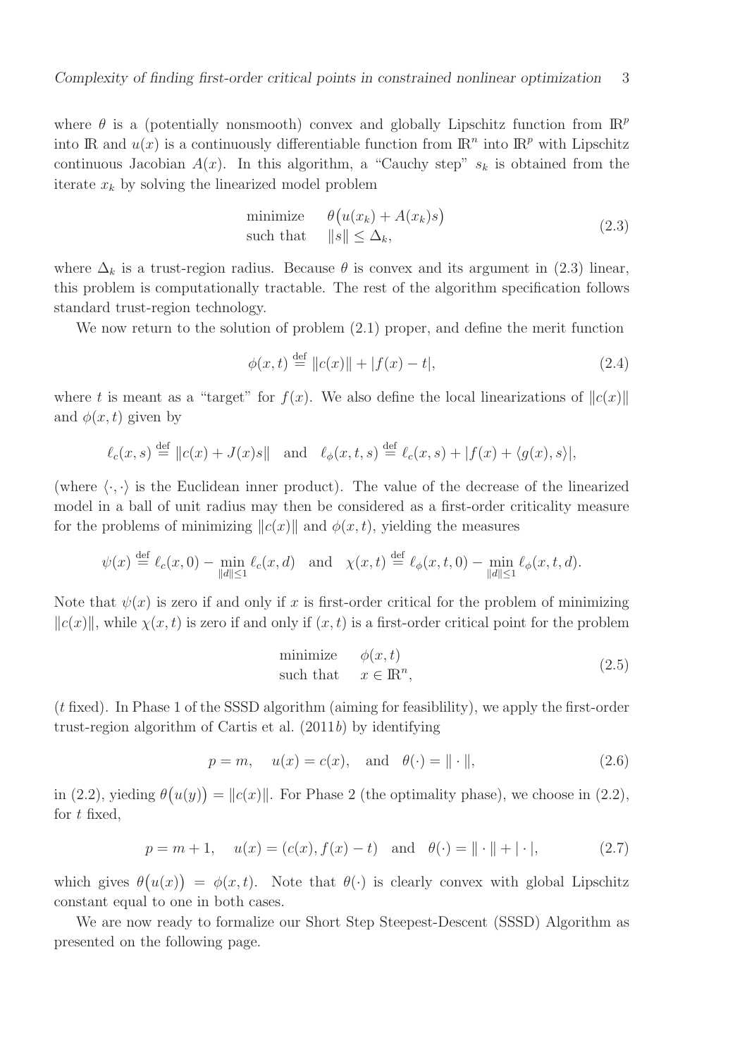where $\theta$ is a (potentially nonsmooth) convex and globally Lipschitz function from $\mathbb{R}^p$ into $\mathbb{R}$ and $u(x)$ is a continuously differentiable function from $\mathbb{R}^n$ into $\mathbb{R}^p$ with Lipschitz continuous Jacobian $A(x)$. In this algorithm, a "Cauchy step" $s_k$ is obtained from the iterate $x_k$ by solving the linearized model problem

$$\begin{array}{ll} \text{minimize} & \theta\big(u(x_k) + A(x_k)s\big) \\ \text{such that} & \|s\| \leq \Delta_k, \end{array} \tag{2.3}$$

where $\Delta_k$ is a trust-region radius. Because $\theta$ is convex and its argument in (2.3) linear, this problem is computationally tractable. The rest of the algorithm specification follows standard trust-region technology.

We now return to the solution of problem (2.1) proper, and define the merit function

$$\phi(x,t) \stackrel{\text{def}}{=} \|c(x)\| + |f(x) - t|, \tag{2.4}$$

where $t$ is meant as a "target" for $f(x)$. We also define the local linearizations of $\|c(x)\|$ and $\phi(x,t)$ given by

$$\ell_c(x,s) \stackrel{\text{def}}{=} \|c(x) + J(x)s\| \quad \text{and} \quad \ell_\phi(x,t,s) \stackrel{\text{def}}{=} \ell_c(x,s) + |f(x) + \langle g(x), s\rangle|,$$

(where $\langle \cdot, \cdot \rangle$ is the Euclidean inner product). The value of the decrease of the linearized model in a ball of unit radius may then be considered as a first-order criticality measure for the problems of minimizing $\|c(x)\|$ and $\phi(x,t)$, yielding the measures

$$\psi(x) \stackrel{\text{def}}{=} \ell_c(x,0) - \min_{\|d\|\leq 1} \ell_c(x,d) \quad \text{and} \quad \chi(x,t) \stackrel{\text{def}}{=} \ell_\phi(x,t,0) - \min_{\|d\|\leq 1} \ell_\phi(x,t,d).$$

Note that $\psi(x)$ is zero if and only if $x$ is first-order critical for the problem of minimizing $\|c(x)\|$, while $\chi(x,t)$ is zero if and only if $(x,t)$ is a first-order critical point for the problem

$$\begin{array}{ll} \text{minimize} & \phi(x,t) \\ \text{such that} & x \in \mathbb{R}^n, \end{array} \tag{2.5}$$

($t$ fixed). In Phase 1 of the SSSD algorithm (aiming for feasiblility), we apply the first-order trust-region algorithm of Cartis et al. (2011*b*) by identifying

$$p = m, \quad u(x) = c(x), \quad \text{and} \quad \theta(\cdot) = \|\cdot\|, \tag{2.6}$$

in (2.2), yieding $\theta\big(u(y)\big) = \|c(x)\|$. For Phase 2 (the optimality phase), we choose in (2.2), for $t$ fixed,

$$p = m+1, \quad u(x) = (c(x), f(x) - t) \quad \text{and} \quad \theta(\cdot) = \|\cdot\| + |\cdot|, \tag{2.7}$$

which gives $\theta\big(u(x)\big) = \phi(x,t)$. Note that $\theta(\cdot)$ is clearly convex with global Lipschitz constant equal to one in both cases.

We are now ready to formalize our Short Step Steepest-Descent (SSSD) Algorithm as presented on the following page.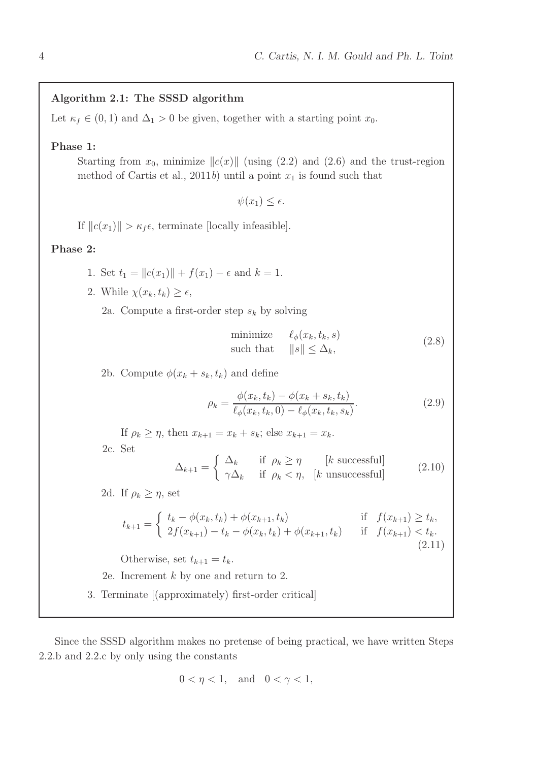**Algorithm 2.1: The SSSD algorithm**

Let $\kappa_f \in (0,1)$ and $\Delta_1 > 0$ be given, together with a starting point $x_0$.

**Phase 1:**

Starting from $x_0$, minimize $\|c(x)\|$ (using (2.2) and (2.6) and the trust-region method of Cartis et al., 2011*b*) until a point $x_1$ is found such that

$$\psi(x_1) \leq \epsilon.$$

If $\|c(x_1)\| > \kappa_f \epsilon$, terminate [locally infeasible].

**Phase 2:**

1. Set $t_1 = \|c(x_1)\| + f(x_1) - \epsilon$ and $k = 1$.
2. While $\chi(x_k, t_k) \geq \epsilon$,

   2a. Compute a first-order step $s_k$ by solving

   $$\begin{array}{ll} \text{minimize} & \ell_\phi(x_k, t_k, s) \\ \text{such that} & \|s\| \leq \Delta_k, \end{array} \tag{2.8}$$

   2b. Compute $\phi(x_k + s_k, t_k)$ and define

   $$\rho_k = \frac{\phi(x_k, t_k) - \phi(x_k + s_k, t_k)}{\ell_\phi(x_k, t_k, 0) - \ell_\phi(x_k, t_k, s_k)}. \tag{2.9}$$

   If $\rho_k \geq \eta$, then $x_{k+1} = x_k + s_k$; else $x_{k+1} = x_k$.

   2c. Set

   $$\Delta_{k+1} = \begin{cases} \Delta_k & \text{if } \rho_k \geq \eta \quad [k \text{ successful}] \\ \gamma \Delta_k & \text{if } \rho_k < \eta, \quad [k \text{ unsuccessful}] \end{cases} \tag{2.10}$$

   2d. If $\rho_k \geq \eta$, set

   $$t_{k+1} = \begin{cases} t_k - \phi(x_k, t_k) + \phi(x_{k+1}, t_k) & \text{if } f(x_{k+1}) \geq t_k, \\ 2f(x_{k+1}) - t_k - \phi(x_k, t_k) + \phi(x_{k+1}, t_k) & \text{if } f(x_{k+1}) < t_k. \end{cases} \tag{2.11}$$

   Otherwise, set $t_{k+1} = t_k$.

   2e. Increment $k$ by one and return to 2.
3. Terminate [(approximately) first-order critical]

Since the SSSD algorithm makes no pretense of being practical, we have written Steps 2.2.b and 2.2.c by only using the constants

$$0 < \eta < 1, \quad \text{and} \quad 0 < \gamma < 1,$$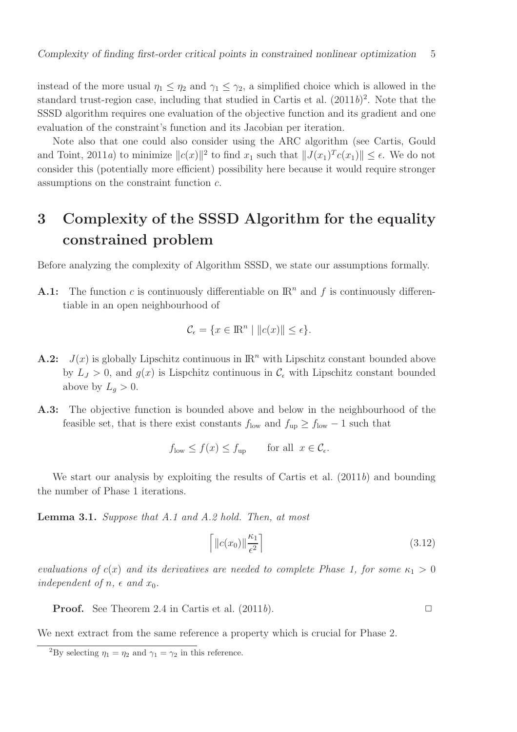instead of the more usual $\eta_1 \leq \eta_2$ and $\gamma_1 \leq \gamma_2$, a simplified choice which is allowed in the standard trust-region case, including that studied in Cartis et al. (2011*b*)[2]. Note that the SSSD algorithm requires one evaluation of the objective function and its gradient and one evaluation of the constraint's function and its Jacobian per iteration.

Note also that one could also consider using the ARC algorithm (see Cartis, Gould and Toint, 2011*a*) to minimize $\|c(x)\|^2$ to find $x_1$ such that $\|J(x_1)^T c(x_1)\| \leq \epsilon$. We do not consider this (potentially more efficient) possibility here because it would require stronger assumptions on the constraint function $c$.

# 3 Complexity of the SSSD Algorithm for the equality constrained problem

Before analyzing the complexity of Algorithm SSSD, we state our assumptions formally.

**A.1:** The function $c$ is continuously differentiable on $\mathbb{R}^n$ and $f$ is continuously differentiable in an open neighbourhood of

$$\mathcal{C}_\epsilon = \{x \in \mathbb{R}^n \mid \|c(x)\| \leq \epsilon\}.$$

**A.2:** $J(x)$ is globally Lipschitz continuous in $\mathbb{R}^n$ with Lipschitz constant bounded above by $L_J > 0$, and $g(x)$ is Lispchitz continuous in $\mathcal{C}_\epsilon$ with Lipschitz constant bounded above by $L_g > 0$.

**A.3:** The objective function is bounded above and below in the neighbourhood of the feasible set, that is there exist constants $f_{\rm low}$ and $f_{\rm up} \geq f_{\rm low} - 1$ such that

$$f_{\rm low} \leq f(x) \leq f_{\rm up} \qquad \text{for all } x \in \mathcal{C}_\epsilon.$$

We start our analysis by exploiting the results of Cartis et al. (2011*b*) and bounding the number of Phase 1 iterations.

**Lemma 3.1.** *Suppose that A.1 and A.2 hold. Then, at most*

$$\left\lceil \|c(x_0)\| \frac{\kappa_1}{\epsilon^2} \right\rceil \tag{3.12}$$

*evaluations of $c(x)$ and its derivatives are needed to complete Phase 1, for some $\kappa_1 > 0$ independent of $n$, $\epsilon$ and $x_0$.*

**Proof.** See Theorem 2.4 in Cartis et al. (2011*b*). □

We next extract from the same reference a property which is crucial for Phase 2.

[2] By selecting $\eta_1 = \eta_2$ and $\gamma_1 = \gamma_2$ in this reference.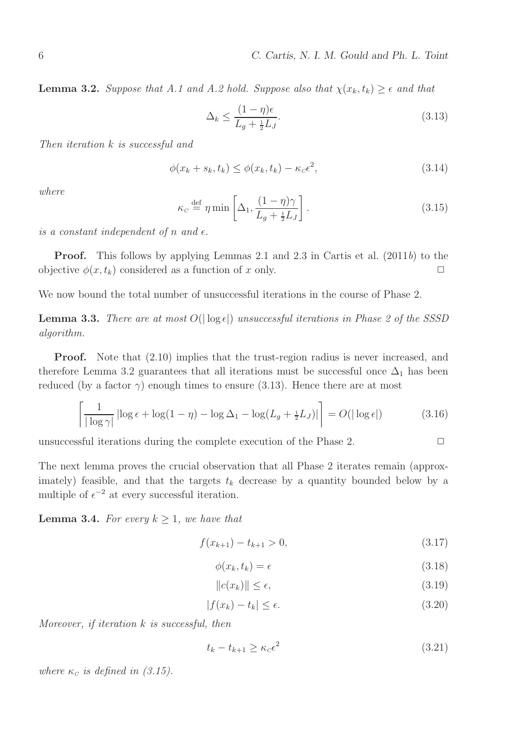**Lemma 3.2.** *Suppose that A.1 and A.2 hold. Suppose also that $\chi(x_k, t_k) \geq \epsilon$ and that*

$$\Delta_k \leq \frac{(1-\eta)\epsilon}{L_g + \frac{1}{2}L_J}. \tag{3.13}$$

*Then iteration $k$ is successful and*

$$\phi(x_k + s_k, t_k) \leq \phi(x_k, t_k) - \kappa_C \epsilon^2, \tag{3.14}$$

*where*

$$\kappa_C \stackrel{\rm def}{=} \eta \min\left[\Delta_1, \frac{(1-\eta)\gamma}{L_g + \frac{1}{2}L_J}\right]. \tag{3.15}$$

*is a constant independent of $n$ and $\epsilon$.*

**Proof.** This follows by applying Lemmas 2.1 and 2.3 in Cartis et al. (2011*b*) to the objective $\phi(x, t_k)$ considered as a function of $x$ only. □

We now bound the total number of unsuccessful iterations in the course of Phase 2.

**Lemma 3.3.** *There are at most $O(|\log \epsilon|)$ unsuccessful iterations in Phase 2 of the SSSD algorithm.*

**Proof.** Note that (2.10) implies that the trust-region radius is never increased, and therefore Lemma 3.2 guarantees that all iterations must be successful once $\Delta_1$ has been reduced (by a factor $\gamma$) enough times to ensure (3.13). Hence there are at most

$$\left\lceil \frac{1}{|\log \gamma|} \left|\log \epsilon + \log(1-\eta) - \log \Delta_1 - \log(L_g + \tfrac{1}{2}L_J)\right| \right\rceil = O(|\log \epsilon|) \tag{3.16}$$

unsuccessful iterations during the complete execution of the Phase 2. □

The next lemma proves the crucial observation that all Phase 2 iterates remain (approximately) feasible, and that the targets $t_k$ decrease by a quantity bounded below by a multiple of $\epsilon^{-2}$ at every successful iteration.

**Lemma 3.4.** *For every $k \geq 1$, we have that*

$$f(x_{k+1}) - t_{k+1} > 0, \tag{3.17}$$

$$\phi(x_k, t_k) = \epsilon \tag{3.18}$$

$$\|c(x_k)\| \leq \epsilon, \tag{3.19}$$

$$|f(x_k) - t_k| \leq \epsilon. \tag{3.20}$$

*Moreover, if iteration $k$ is successful, then*

$$t_k - t_{k+1} \geq \kappa_C \epsilon^2 \tag{3.21}$$

*where $\kappa_C$ is defined in (3.15).*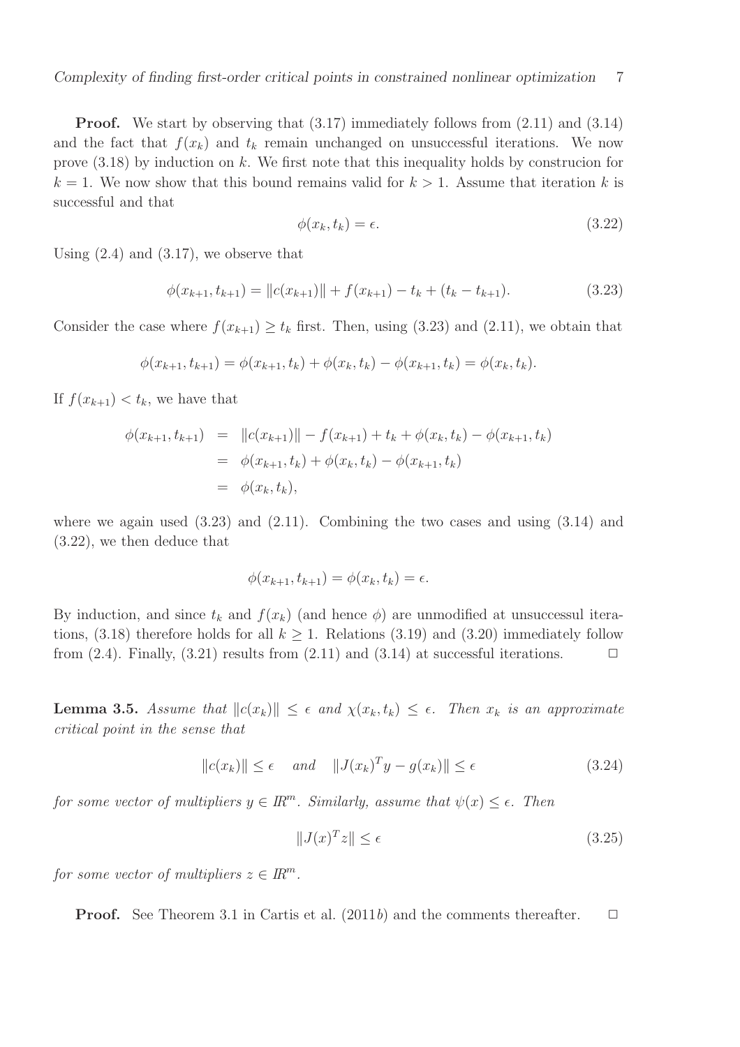**Proof.** We start by observing that (3.17) immediately follows from (2.11) and (3.14) and the fact that $f(x_k)$ and $t_k$ remain unchanged on unsuccessful iterations. We now prove (3.18) by induction on $k$. We first note that this inequality holds by construcion for $k = 1$. We now show that this bound remains valid for $k > 1$. Assume that iteration $k$ is successful and that

$$\phi(x_k, t_k) = \epsilon. \tag{3.22}$$

Using (2.4) and (3.17), we observe that

$$\phi(x_{k+1}, t_{k+1}) = \|c(x_{k+1})\| + f(x_{k+1}) - t_k + (t_k - t_{k+1}). \tag{3.23}$$

Consider the case where $f(x_{k+1}) \geq t_k$ first. Then, using (3.23) and (2.11), we obtain that

$$\phi(x_{k+1}, t_{k+1}) = \phi(x_{k+1}, t_k) + \phi(x_k, t_k) - \phi(x_{k+1}, t_k) = \phi(x_k, t_k).$$

If $f(x_{k+1}) < t_k$, we have that

$$\begin{aligned}
\phi(x_{k+1}, t_{k+1}) &= \|c(x_{k+1})\| - f(x_{k+1}) + t_k + \phi(x_k, t_k) - \phi(x_{k+1}, t_k) \\
&= \phi(x_{k+1}, t_k) + \phi(x_k, t_k) - \phi(x_{k+1}, t_k) \\
&= \phi(x_k, t_k),
\end{aligned}$$

where we again used (3.23) and (2.11). Combining the two cases and using (3.14) and (3.22), we then deduce that

$$\phi(x_{k+1}, t_{k+1}) = \phi(x_k, t_k) = \epsilon.$$

By induction, and since $t_k$ and $f(x_k)$ (and hence $\phi$) are unmodified at unsuccessul iterations, (3.18) therefore holds for all $k \geq 1$. Relations (3.19) and (3.20) immediately follow from (2.4). Finally, (3.21) results from (2.11) and (3.14) at successful iterations. □

**Lemma 3.5.** *Assume that $\|c(x_k)\| \leq \epsilon$ and $\chi(x_k, t_k) \leq \epsilon$. Then $x_k$ is an approximate critical point in the sense that*

$$\|c(x_k)\| \leq \epsilon \quad \text{and} \quad \|J(x_k)^T y - g(x_k)\| \leq \epsilon \tag{3.24}$$

*for some vector of multipliers $y \in \mathbb{R}^m$. Similarly, assume that $\psi(x) \leq \epsilon$. Then*

$$\|J(x)^T z\| \leq \epsilon \tag{3.25}$$

*for some vector of multipliers $z \in \mathbb{R}^m$.*

**Proof.** See Theorem 3.1 in Cartis et al. (2011*b*) and the comments thereafter. □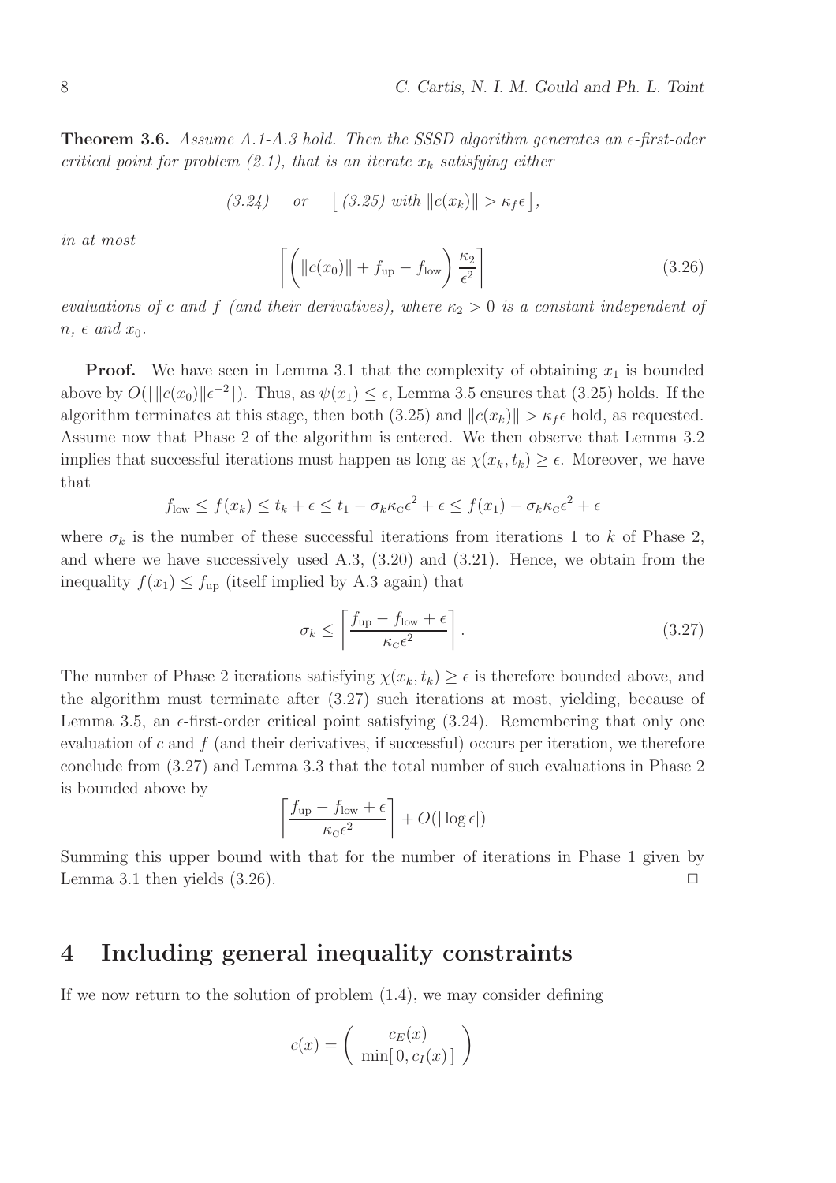**Theorem 3.6.** *Assume A.1-A.3 hold. Then the SSSD algorithm generates an $\epsilon$-first-oder critical point for problem (2.1), that is an iterate $x_k$ satisfying either*

$$(3.24) \quad \text{or} \quad \left[\, (3.25) \text{ with } \|c(x_k)\| > \kappa_f \epsilon \,\right],$$

*in at most*

$$\left\lceil \left( \|c(x_0)\| + f_{\rm up} - f_{\rm low} \right) \frac{\kappa_2}{\epsilon^2} \right\rceil \tag{3.26}$$

*evaluations of $c$ and $f$ (and their derivatives), where $\kappa_2 > 0$ is a constant independent of $n$, $\epsilon$ and $x_0$.*

**Proof.** We have seen in Lemma 3.1 that the complexity of obtaining $x_1$ is bounded above by $O(\lceil \|c(x_0)\| \epsilon^{-2} \rceil)$. Thus, as $\psi(x_1) \le \epsilon$, Lemma 3.5 ensures that (3.25) holds. If the algorithm terminates at this stage, then both (3.25) and $\|c(x_k)\| > \kappa_f \epsilon$ hold, as requested. Assume now that Phase 2 of the algorithm is entered. We then observe that Lemma 3.2 implies that successful iterations must happen as long as $\chi(x_k, t_k) \ge \epsilon$. Moreover, we have that

$$f_{\rm low} \le f(x_k) \le t_k + \epsilon \le t_1 - \sigma_k \kappa_{\rm C} \epsilon^2 + \epsilon \le f(x_1) - \sigma_k \kappa_{\rm C} \epsilon^2 + \epsilon$$

where $\sigma_k$ is the number of these successful iterations from iterations 1 to $k$ of Phase 2, and where we have successively used A.3, (3.20) and (3.21). Hence, we obtain from the inequality $f(x_1) \le f_{\rm up}$ (itself implied by A.3 again) that

$$\sigma_k \le \left\lceil \frac{f_{\rm up} - f_{\rm low} + \epsilon}{\kappa_{\rm C} \epsilon^2} \right\rceil. \tag{3.27}$$

The number of Phase 2 iterations satisfying $\chi(x_k, t_k) \ge \epsilon$ is therefore bounded above, and the algorithm must terminate after (3.27) such iterations at most, yielding, because of Lemma 3.5, an $\epsilon$-first-order critical point satisfying (3.24). Remembering that only one evaluation of $c$ and $f$ (and their derivatives, if successful) occurs per iteration, we therefore conclude from (3.27) and Lemma 3.3 that the total number of such evaluations in Phase 2 is bounded above by

$$\left\lceil \frac{f_{\rm up} - f_{\rm low} + \epsilon}{\kappa_{\rm C} \epsilon^2} \right\rceil + O(|\log \epsilon|)$$

Summing this upper bound with that for the number of iterations in Phase 1 given by Lemma 3.1 then yields (3.26). □

# 4 Including general inequality constraints

If we now return to the solution of problem (1.4), we may consider defining

$$c(x) = \begin{pmatrix} c_E(x) \\ \min[\, 0, c_I(x) \,] \end{pmatrix}$$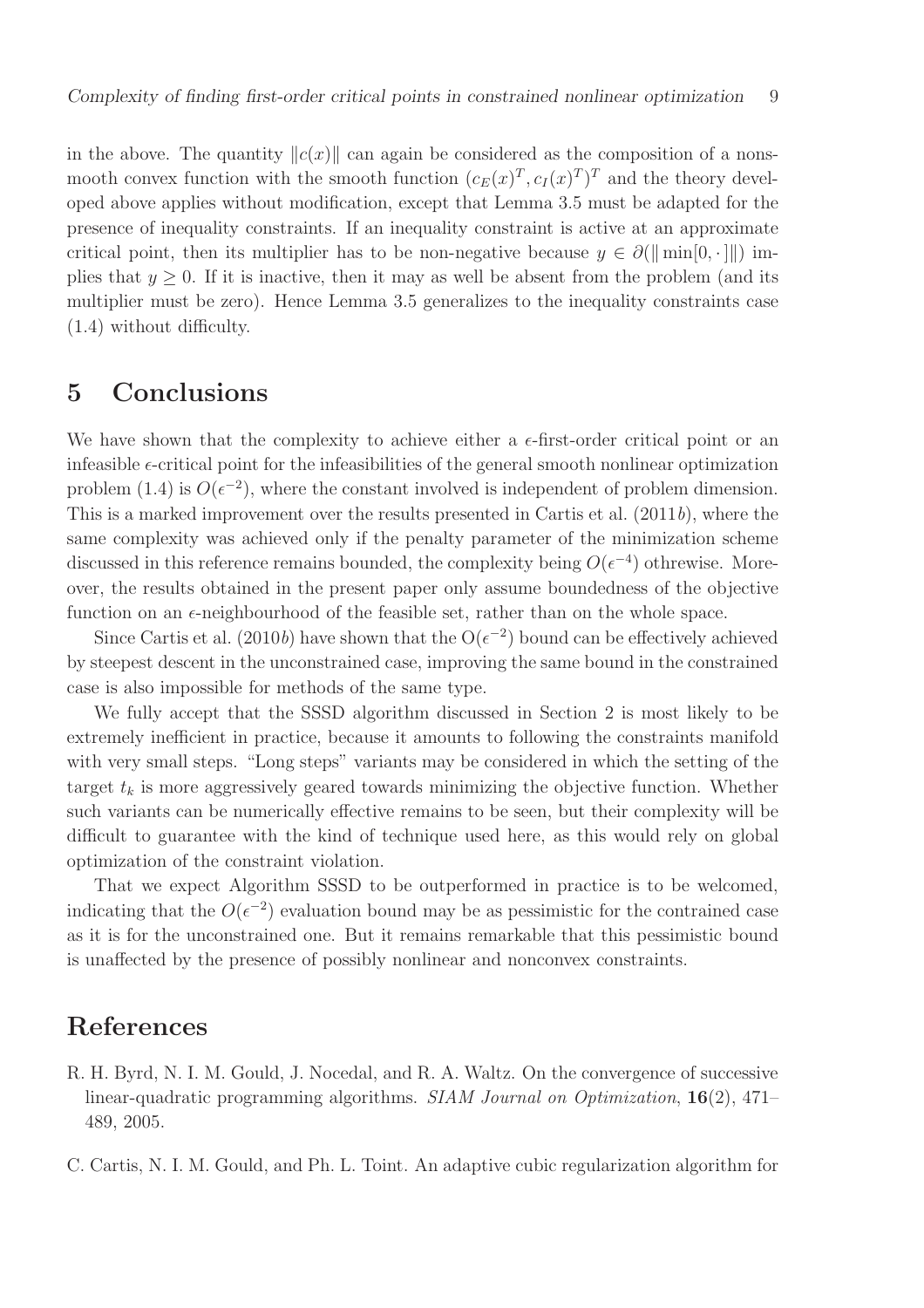in the above. The quantity $\|c(x)\|$ can again be considered as the composition of a nonsmooth convex function with the smooth function $(c_E(x)^T, c_I(x)^T)^T$ and the theory developed above applies without modification, except that Lemma 3.5 must be adapted for the presence of inequality constraints. If an inequality constraint is active at an approximate critical point, then its multiplier has to be non-negative because $y \in \partial(\|\min[0, \cdot]\|)$ implies that $y \geq 0$. If it is inactive, then it may as well be absent from the problem (and its multiplier must be zero). Hence Lemma 3.5 generalizes to the inequality constraints case (1.4) without difficulty.

# 5 Conclusions

We have shown that the complexity to achieve either a $\epsilon$-first-order critical point or an infeasible $\epsilon$-critical point for the infeasibilities of the general smooth nonlinear optimization problem (1.4) is $O(\epsilon^{-2})$, where the constant involved is independent of problem dimension. This is a marked improvement over the results presented in Cartis et al. (2011*b*), where the same complexity was achieved only if the penalty parameter of the minimization scheme discussed in this reference remains bounded, the complexity being $O(\epsilon^{-4})$ othrewise. Moreover, the results obtained in the present paper only assume boundedness of the objective function on an $\epsilon$-neighbourhood of the feasible set, rather than on the whole space.

Since Cartis et al. (2010*b*) have shown that the $O(\epsilon^{-2})$ bound can be effectively achieved by steepest descent in the unconstrained case, improving the same bound in the constrained case is also impossible for methods of the same type.

We fully accept that the SSSD algorithm discussed in Section 2 is most likely to be extremely inefficient in practice, because it amounts to following the constraints manifold with very small steps. "Long steps" variants may be considered in which the setting of the target $t_k$ is more aggressively geared towards minimizing the objective function. Whether such variants can be numerically effective remains to be seen, but their complexity will be difficult to guarantee with the kind of technique used here, as this would rely on global optimization of the constraint violation.

That we expect Algorithm SSSD to be outperformed in practice is to be welcomed, indicating that the $O(\epsilon^{-2})$ evaluation bound may be as pessimistic for the contrained case as it is for the unconstrained one. But it remains remarkable that this pessimistic bound is unaffected by the presence of possibly nonlinear and nonconvex constraints.

# References

R. H. Byrd, N. I. M. Gould, J. Nocedal, and R. A. Waltz. On the convergence of successive linear-quadratic programming algorithms. *SIAM Journal on Optimization*, **16**(2), 471–489, 2005.

C. Cartis, N. I. M. Gould, and Ph. L. Toint. An adaptive cubic regularization algorithm for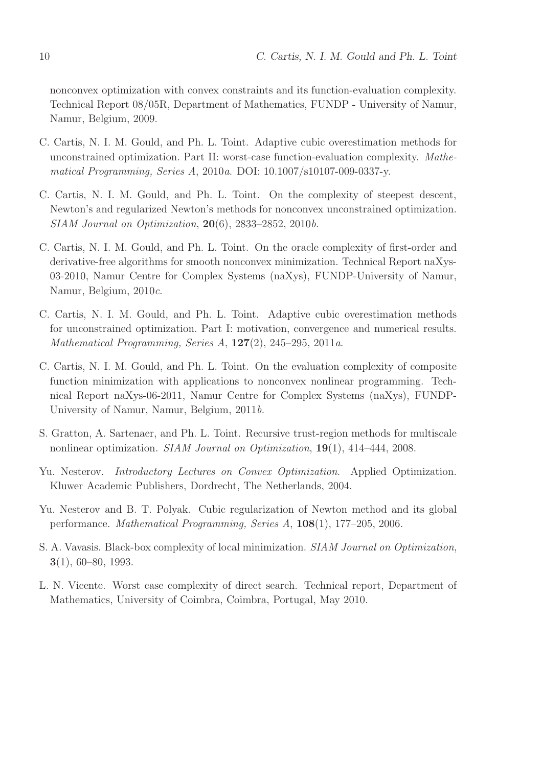nonconvex optimization with convex constraints and its function-evaluation complexity. Technical Report 08/05R, Department of Mathematics, FUNDP - University of Namur, Namur, Belgium, 2009.

C. Cartis, N. I. M. Gould, and Ph. L. Toint. Adaptive cubic overestimation methods for unconstrained optimization. Part II: worst-case function-evaluation complexity. *Mathematical Programming, Series A*, 2010*a*. DOI: 10.1007/s10107-009-0337-y.

C. Cartis, N. I. M. Gould, and Ph. L. Toint. On the complexity of steepest descent, Newton's and regularized Newton's methods for nonconvex unconstrained optimization. *SIAM Journal on Optimization*, **20**(6), 2833–2852, 2010*b*.

C. Cartis, N. I. M. Gould, and Ph. L. Toint. On the oracle complexity of first-order and derivative-free algorithms for smooth nonconvex minimization. Technical Report naXys-03-2010, Namur Centre for Complex Systems (naXys), FUNDP-University of Namur, Namur, Belgium, 2010*c*.

C. Cartis, N. I. M. Gould, and Ph. L. Toint. Adaptive cubic overestimation methods for unconstrained optimization. Part I: motivation, convergence and numerical results. *Mathematical Programming, Series A*, **127**(2), 245–295, 2011*a*.

C. Cartis, N. I. M. Gould, and Ph. L. Toint. On the evaluation complexity of composite function minimization with applications to nonconvex nonlinear programming. Technical Report naXys-06-2011, Namur Centre for Complex Systems (naXys), FUNDP-University of Namur, Namur, Belgium, 2011*b*.

S. Gratton, A. Sartenaer, and Ph. L. Toint. Recursive trust-region methods for multiscale nonlinear optimization. *SIAM Journal on Optimization*, **19**(1), 414–444, 2008.

Yu. Nesterov. *Introductory Lectures on Convex Optimization*. Applied Optimization. Kluwer Academic Publishers, Dordrecht, The Netherlands, 2004.

Yu. Nesterov and B. T. Polyak. Cubic regularization of Newton method and its global performance. *Mathematical Programming, Series A*, **108**(1), 177–205, 2006.

S. A. Vavasis. Black-box complexity of local minimization. *SIAM Journal on Optimization*, **3**(1), 60–80, 1993.

L. N. Vicente. Worst case complexity of direct search. Technical report, Department of Mathematics, University of Coimbra, Coimbra, Portugal, May 2010.